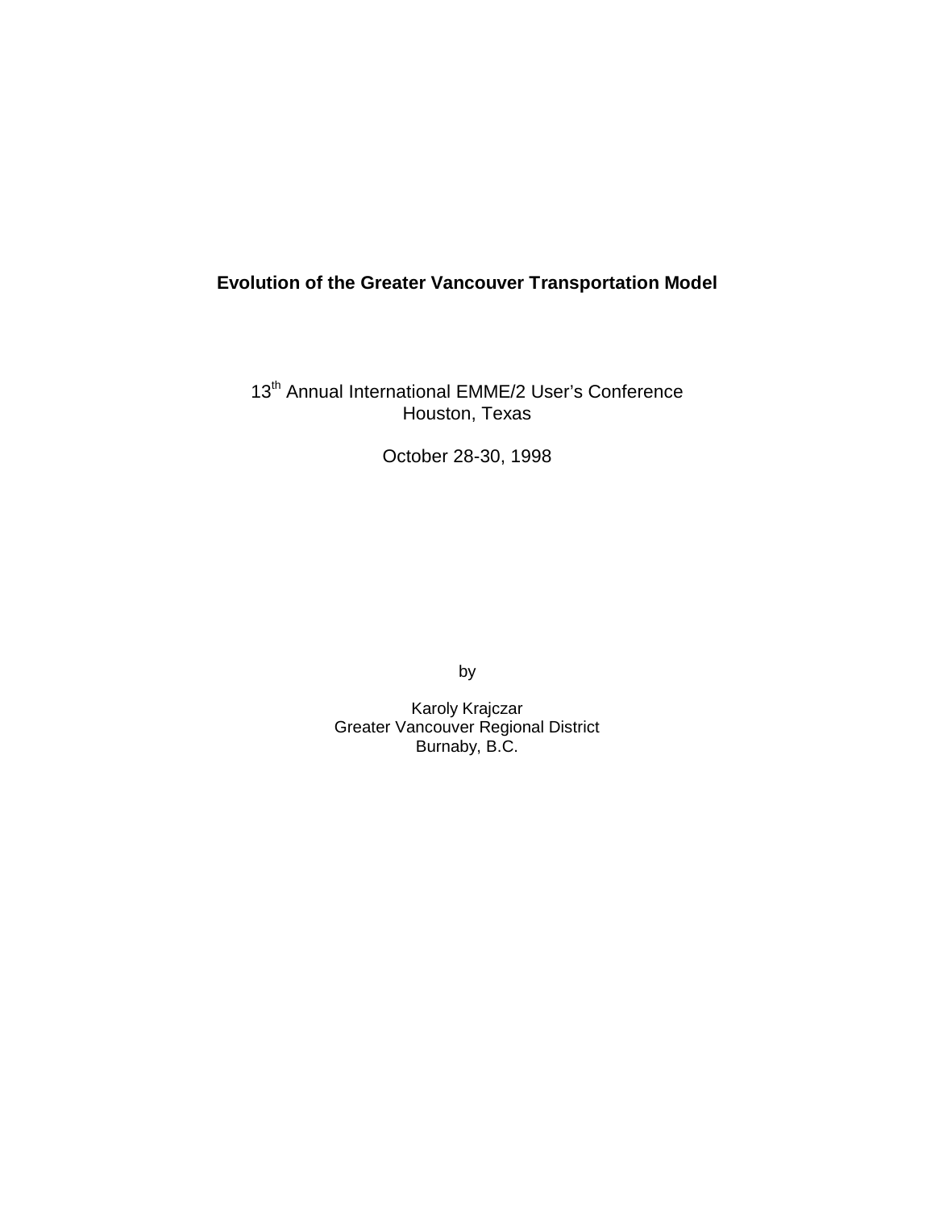# Evolution of the Greater Vancouver Transportation Model

13th Annual International EMME/2 User's Conference
Houston, Texas

October 28-30, 1998

by

Karoly Krajczar
Greater Vancouver Regional District
Burnaby, B.C.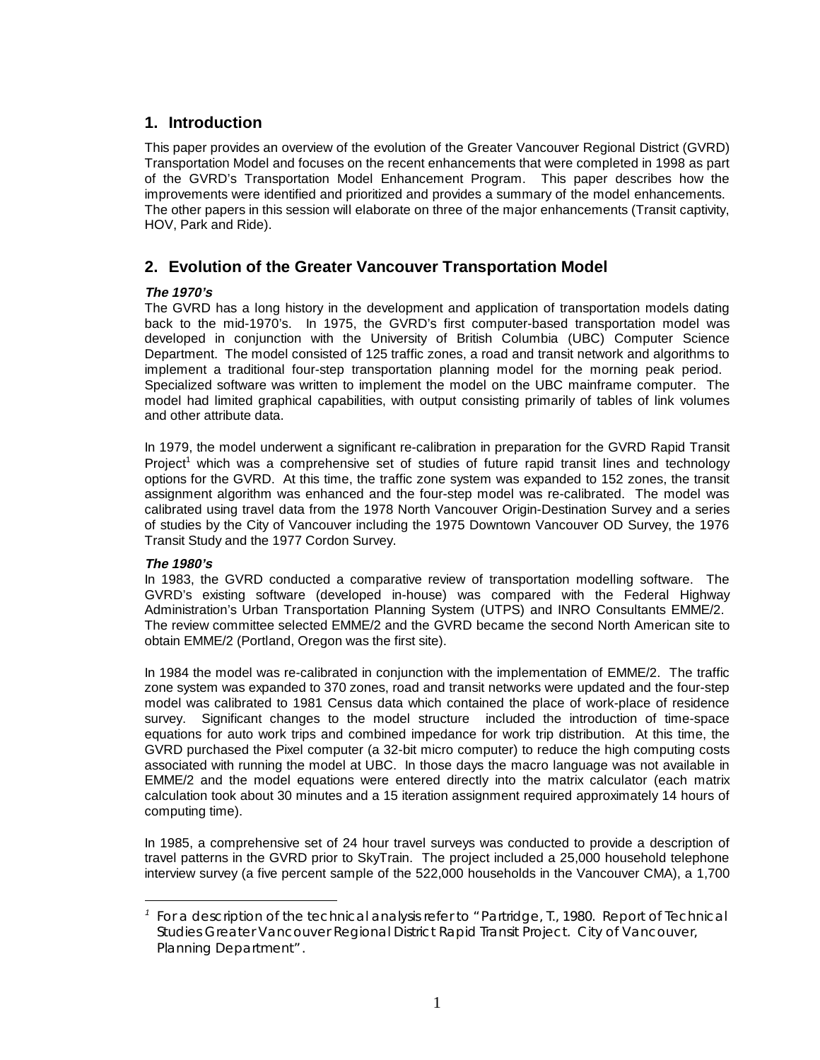## 1. Introduction

This paper provides an overview of the evolution of the Greater Vancouver Regional District (GVRD) Transportation Model and focuses on the recent enhancements that were completed in 1998 as part of the GVRD's Transportation Model Enhancement Program. This paper describes how the improvements were identified and prioritized and provides a summary of the model enhancements. The other papers in this session will elaborate on three of the major enhancements (Transit captivity, HOV, Park and Ride).

## 2. Evolution of the Greater Vancouver Transportation Model

***The 1970's***

The GVRD has a long history in the development and application of transportation models dating back to the mid-1970's. In 1975, the GVRD's first computer-based transportation model was developed in conjunction with the University of British Columbia (UBC) Computer Science Department. The model consisted of 125 traffic zones, a road and transit network and algorithms to implement a traditional four-step transportation planning model for the morning peak period. Specialized software was written to implement the model on the UBC mainframe computer. The model had limited graphical capabilities, with output consisting primarily of tables of link volumes and other attribute data.

In 1979, the model underwent a significant re-calibration in preparation for the GVRD Rapid Transit Project[1] which was a comprehensive set of studies of future rapid transit lines and technology options for the GVRD. At this time, the traffic zone system was expanded to 152 zones, the transit assignment algorithm was enhanced and the four-step model was re-calibrated. The model was calibrated using travel data from the 1978 North Vancouver Origin-Destination Survey and a series of studies by the City of Vancouver including the 1975 Downtown Vancouver OD Survey, the 1976 Transit Study and the 1977 Cordon Survey.

***The 1980's***

In 1983, the GVRD conducted a comparative review of transportation modelling software. The GVRD's existing software (developed in-house) was compared with the Federal Highway Administration's Urban Transportation Planning System (UTPS) and INRO Consultants EMME/2. The review committee selected EMME/2 and the GVRD became the second North American site to obtain EMME/2 (Portland, Oregon was the first site).

In 1984 the model was re-calibrated in conjunction with the implementation of EMME/2. The traffic zone system was expanded to 370 zones, road and transit networks were updated and the four-step model was calibrated to 1981 Census data which contained the place of work-place of residence survey. Significant changes to the model structure included the introduction of time-space equations for auto work trips and combined impedance for work trip distribution. At this time, the GVRD purchased the Pixel computer (a 32-bit micro computer) to reduce the high computing costs associated with running the model at UBC. In those days the macro language was not available in EMME/2 and the model equations were entered directly into the matrix calculator (each matrix calculation took about 30 minutes and a 15 iteration assignment required approximately 14 hours of computing time).

In 1985, a comprehensive set of 24 hour travel surveys was conducted to provide a description of travel patterns in the GVRD prior to SkyTrain. The project included a 25,000 household telephone interview survey (a five percent sample of the 522,000 households in the Vancouver CMA), a 1,700

---

[1] For a description of the technical analysis refer to "Partridge, T., 1980. Report of Technical Studies Greater Vancouver Regional District Rapid Transit Project. City of Vancouver, Planning Department".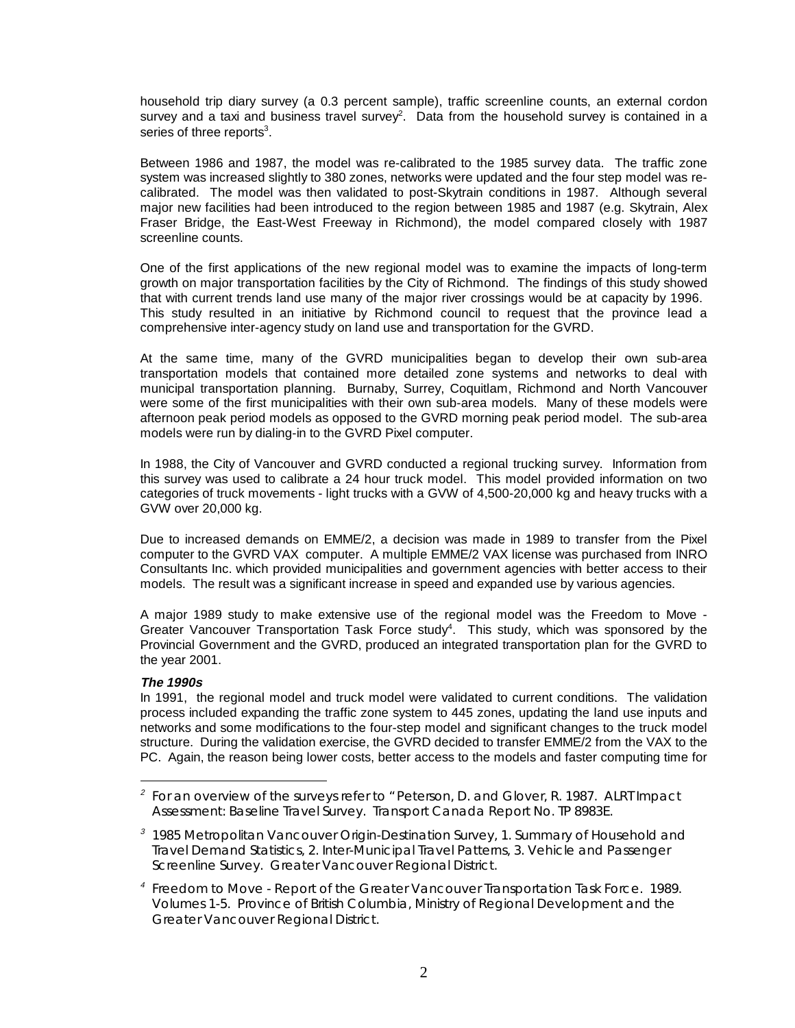household trip diary survey (a 0.3 percent sample), traffic screenline counts, an external cordon survey and a taxi and business travel survey[2]. Data from the household survey is contained in a series of three reports[3].

Between 1986 and 1987, the model was re-calibrated to the 1985 survey data. The traffic zone system was increased slightly to 380 zones, networks were updated and the four step model was re-calibrated. The model was then validated to post-Skytrain conditions in 1987. Although several major new facilities had been introduced to the region between 1985 and 1987 (e.g. Skytrain, Alex Fraser Bridge, the East-West Freeway in Richmond), the model compared closely with 1987 screenline counts.

One of the first applications of the new regional model was to examine the impacts of long-term growth on major transportation facilities by the City of Richmond. The findings of this study showed that with current trends land use many of the major river crossings would be at capacity by 1996. This study resulted in an initiative by Richmond council to request that the province lead a comprehensive inter-agency study on land use and transportation for the GVRD.

At the same time, many of the GVRD municipalities began to develop their own sub-area transportation models that contained more detailed zone systems and networks to deal with municipal transportation planning. Burnaby, Surrey, Coquitlam, Richmond and North Vancouver were some of the first municipalities with their own sub-area models. Many of these models were afternoon peak period models as opposed to the GVRD morning peak period model. The sub-area models were run by dialing-in to the GVRD Pixel computer.

In 1988, the City of Vancouver and GVRD conducted a regional trucking survey. Information from this survey was used to calibrate a 24 hour truck model. This model provided information on two categories of truck movements - light trucks with a GVW of 4,500-20,000 kg and heavy trucks with a GVW over 20,000 kg.

Due to increased demands on EMME/2, a decision was made in 1989 to transfer from the Pixel computer to the GVRD VAX computer. A multiple EMME/2 VAX license was purchased from INRO Consultants Inc. which provided municipalities and government agencies with better access to their models. The result was a significant increase in speed and expanded use by various agencies.

A major 1989 study to make extensive use of the regional model was the Freedom to Move - Greater Vancouver Transportation Task Force study[4]. This study, which was sponsored by the Provincial Government and the GVRD, produced an integrated transportation plan for the GVRD to the year 2001.

***The 1990s***

In 1991, the regional model and truck model were validated to current conditions. The validation process included expanding the traffic zone system to 445 zones, updating the land use inputs and networks and some modifications to the four-step model and significant changes to the truck model structure. During the validation exercise, the GVRD decided to transfer EMME/2 from the VAX to the PC. Again, the reason being lower costs, better access to the models and faster computing time for

---

[2] For an overview of the surveys refer to "Peterson, D. and Glover, R. 1987. ALRT Impact Assessment: Baseline Travel Survey. Transport Canada Report No. TP 8983E.

[3] 1985 Metropolitan Vancouver Origin-Destination Survey, 1. Summary of Household and Travel Demand Statistics, 2. Inter-Municipal Travel Patterns, 3. Vehicle and Passenger Screenline Survey. Greater Vancouver Regional District.

[4] Freedom to Move - Report of the Greater Vancouver Transportation Task Force. 1989. Volumes 1-5. Province of British Columbia, Ministry of Regional Development and the Greater Vancouver Regional District.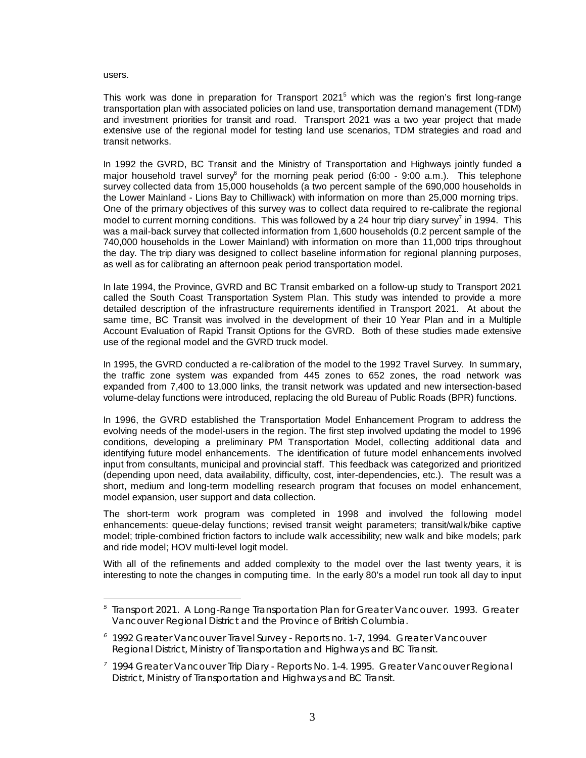users.

This work was done in preparation for Transport 2021[5] which was the region's first long-range transportation plan with associated policies on land use, transportation demand management (TDM) and investment priorities for transit and road. Transport 2021 was a two year project that made extensive use of the regional model for testing land use scenarios, TDM strategies and road and transit networks.

In 1992 the GVRD, BC Transit and the Ministry of Transportation and Highways jointly funded a major household travel survey[6] for the morning peak period (6:00 - 9:00 a.m.). This telephone survey collected data from 15,000 households (a two percent sample of the 690,000 households in the Lower Mainland - Lions Bay to Chilliwack) with information on more than 25,000 morning trips. One of the primary objectives of this survey was to collect data required to re-calibrate the regional model to current morning conditions. This was followed by a 24 hour trip diary survey[7] in 1994. This was a mail-back survey that collected information from 1,600 households (0.2 percent sample of the 740,000 households in the Lower Mainland) with information on more than 11,000 trips throughout the day. The trip diary was designed to collect baseline information for regional planning purposes, as well as for calibrating an afternoon peak period transportation model.

In late 1994, the Province, GVRD and BC Transit embarked on a follow-up study to Transport 2021 called the South Coast Transportation System Plan. This study was intended to provide a more detailed description of the infrastructure requirements identified in Transport 2021. At about the same time, BC Transit was involved in the development of their 10 Year Plan and in a Multiple Account Evaluation of Rapid Transit Options for the GVRD. Both of these studies made extensive use of the regional model and the GVRD truck model.

In 1995, the GVRD conducted a re-calibration of the model to the 1992 Travel Survey. In summary, the traffic zone system was expanded from 445 zones to 652 zones, the road network was expanded from 7,400 to 13,000 links, the transit network was updated and new intersection-based volume-delay functions were introduced, replacing the old Bureau of Public Roads (BPR) functions.

In 1996, the GVRD established the Transportation Model Enhancement Program to address the evolving needs of the model-users in the region. The first step involved updating the model to 1996 conditions, developing a preliminary PM Transportation Model, collecting additional data and identifying future model enhancements. The identification of future model enhancements involved input from consultants, municipal and provincial staff. This feedback was categorized and prioritized (depending upon need, data availability, difficulty, cost, inter-dependencies, etc.). The result was a short, medium and long-term modelling research program that focuses on model enhancement, model expansion, user support and data collection.

The short-term work program was completed in 1998 and involved the following model enhancements: queue-delay functions; revised transit weight parameters; transit/walk/bike captive model; triple-combined friction factors to include walk accessibility; new walk and bike models; park and ride model; HOV multi-level logit model.

With all of the refinements and added complexity to the model over the last twenty years, it is interesting to note the changes in computing time. In the early 80's a model run took all day to input

---

[5] Transport 2021. A Long-Range Transportation Plan for Greater Vancouver. 1993. Greater Vancouver Regional District and the Province of British Columbia.

[6] 1992 Greater Vancouver Travel Survey - Reports no. 1-7, 1994. Greater Vancouver Regional District, Ministry of Transportation and Highways and BC Transit.

[7] 1994 Greater Vancouver Trip Diary - Reports No. 1-4. 1995. Greater Vancouver Regional District, Ministry of Transportation and Highways and BC Transit.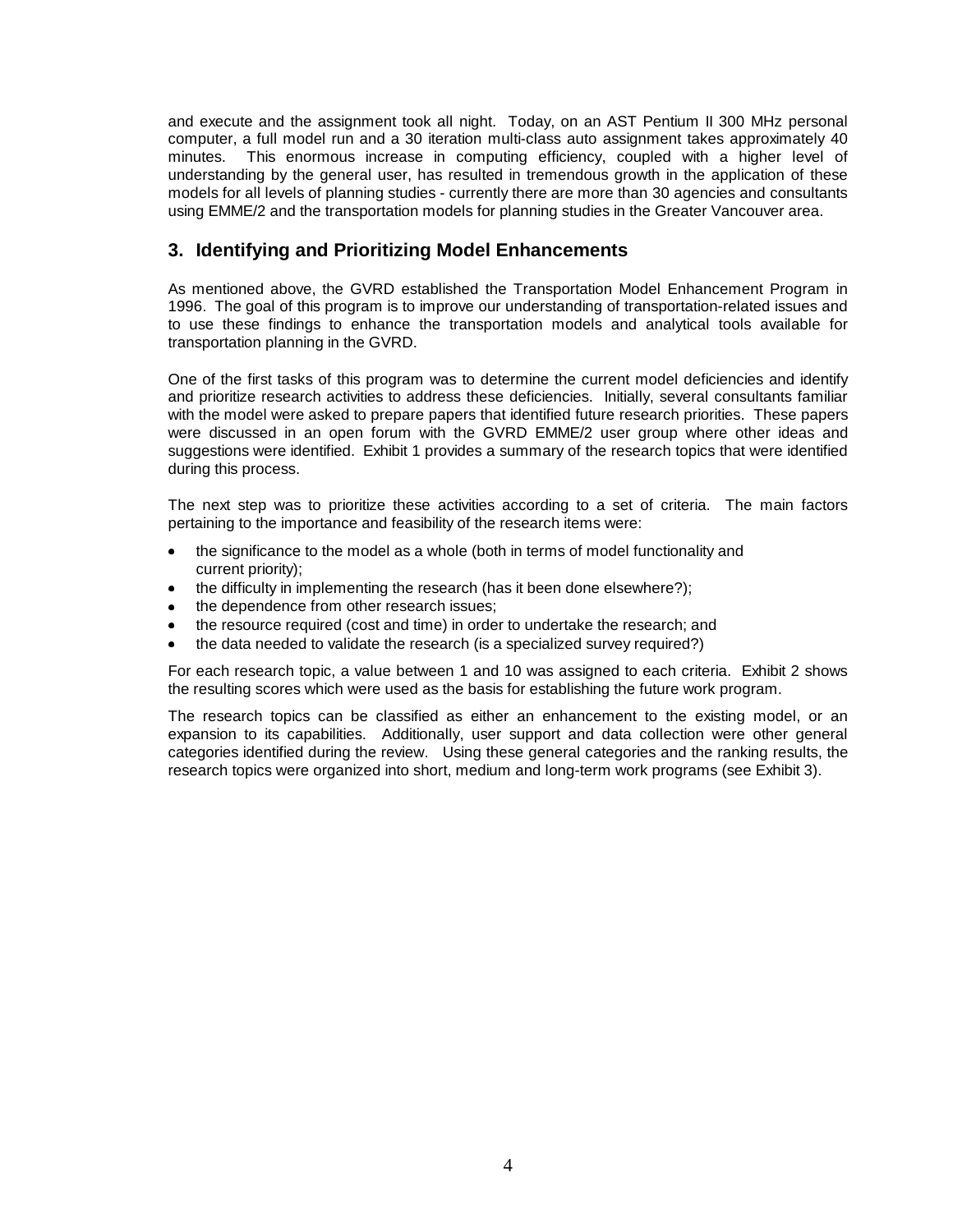and execute and the assignment took all night. Today, on an AST Pentium II 300 MHz personal computer, a full model run and a 30 iteration multi-class auto assignment takes approximately 40 minutes. This enormous increase in computing efficiency, coupled with a higher level of understanding by the general user, has resulted in tremendous growth in the application of these models for all levels of planning studies - currently there are more than 30 agencies and consultants using EMME/2 and the transportation models for planning studies in the Greater Vancouver area.

## 3. Identifying and Prioritizing Model Enhancements

As mentioned above, the GVRD established the Transportation Model Enhancement Program in 1996. The goal of this program is to improve our understanding of transportation-related issues and to use these findings to enhance the transportation models and analytical tools available for transportation planning in the GVRD.

One of the first tasks of this program was to determine the current model deficiencies and identify and prioritize research activities to address these deficiencies. Initially, several consultants familiar with the model were asked to prepare papers that identified future research priorities. These papers were discussed in an open forum with the GVRD EMME/2 user group where other ideas and suggestions were identified. Exhibit 1 provides a summary of the research topics that were identified during this process.

The next step was to prioritize these activities according to a set of criteria. The main factors pertaining to the importance and feasibility of the research items were:

- the significance to the model as a whole (both in terms of model functionality and current priority);
- the difficulty in implementing the research (has it been done elsewhere?);
- the dependence from other research issues;
- the resource required (cost and time) in order to undertake the research; and
- the data needed to validate the research (is a specialized survey required?)

For each research topic, a value between 1 and 10 was assigned to each criteria. Exhibit 2 shows the resulting scores which were used as the basis for establishing the future work program.

The research topics can be classified as either an enhancement to the existing model, or an expansion to its capabilities. Additionally, user support and data collection were other general categories identified during the review. Using these general categories and the ranking results, the research topics were organized into short, medium and long-term work programs (see Exhibit 3).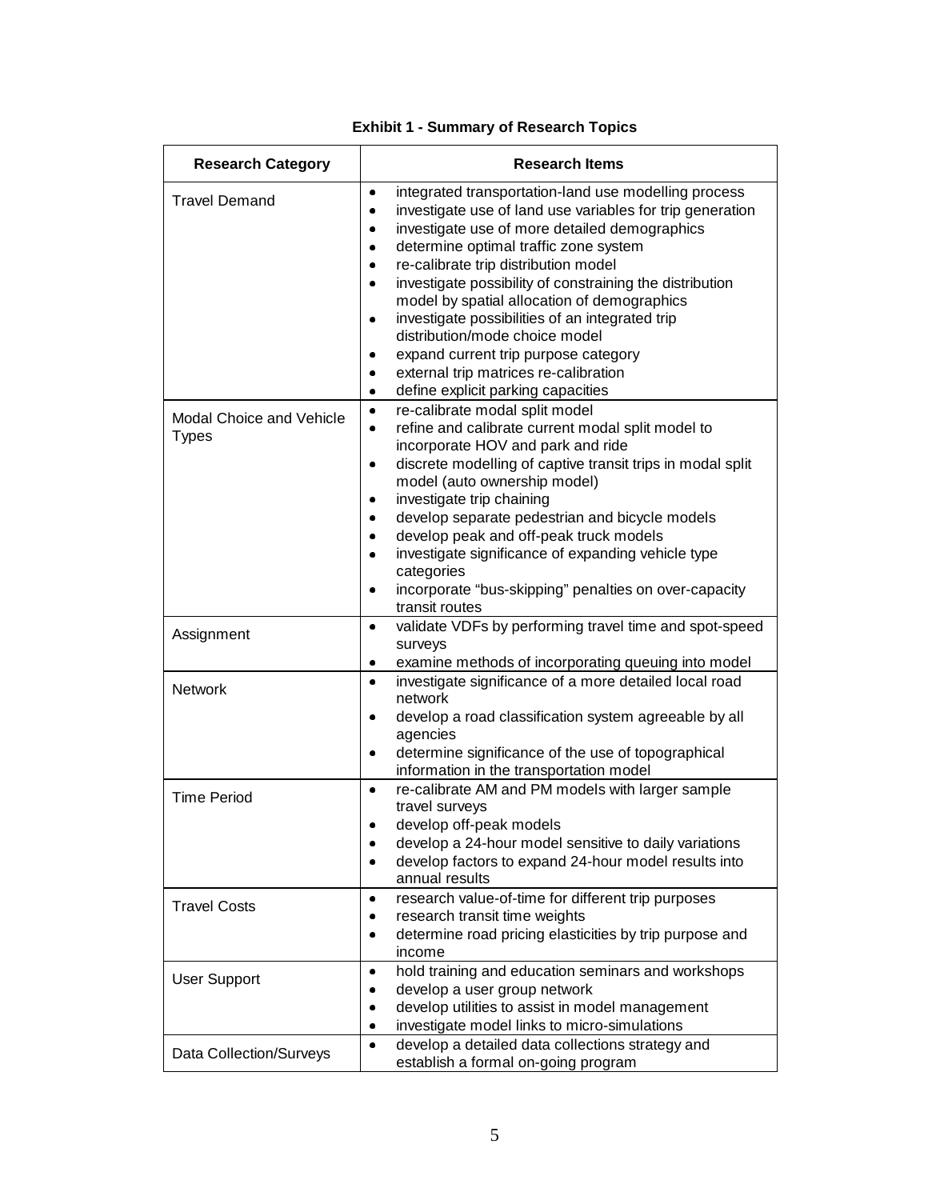**Exhibit 1 - Summary of Research Topics**

| Research Category | Research Items |
|---|---|
| Travel Demand | • integrated transportation-land use modelling process<br>• investigate use of land use variables for trip generation<br>• investigate use of more detailed demographics<br>• determine optimal traffic zone system<br>• re-calibrate trip distribution model<br>• investigate possibility of constraining the distribution model by spatial allocation of demographics<br>• investigate possibilities of an integrated trip distribution/mode choice model<br>• expand current trip purpose category<br>• external trip matrices re-calibration<br>• define explicit parking capacities |
| Modal Choice and Vehicle Types | • re-calibrate modal split model<br>• refine and calibrate current modal split model to incorporate HOV and park and ride<br>• discrete modelling of captive transit trips in modal split model (auto ownership model)<br>• investigate trip chaining<br>• develop separate pedestrian and bicycle models<br>• develop peak and off-peak truck models<br>• investigate significance of expanding vehicle type categories<br>• incorporate "bus-skipping" penalties on over-capacity transit routes |
| Assignment | • validate VDFs by performing travel time and spot-speed surveys<br>• examine methods of incorporating queuing into model |
| Network | • investigate significance of a more detailed local road network<br>• develop a road classification system agreeable by all agencies<br>• determine significance of the use of topographical information in the transportation model |
| Time Period | • re-calibrate AM and PM models with larger sample travel surveys<br>• develop off-peak models<br>• develop a 24-hour model sensitive to daily variations<br>• develop factors to expand 24-hour model results into annual results |
| Travel Costs | • research value-of-time for different trip purposes<br>• research transit time weights<br>• determine road pricing elasticities by trip purpose and income |
| User Support | • hold training and education seminars and workshops<br>• develop a user group network<br>• develop utilities to assist in model management<br>• investigate model links to micro-simulations |
| Data Collection/Surveys | • develop a detailed data collections strategy and establish a formal on-going program |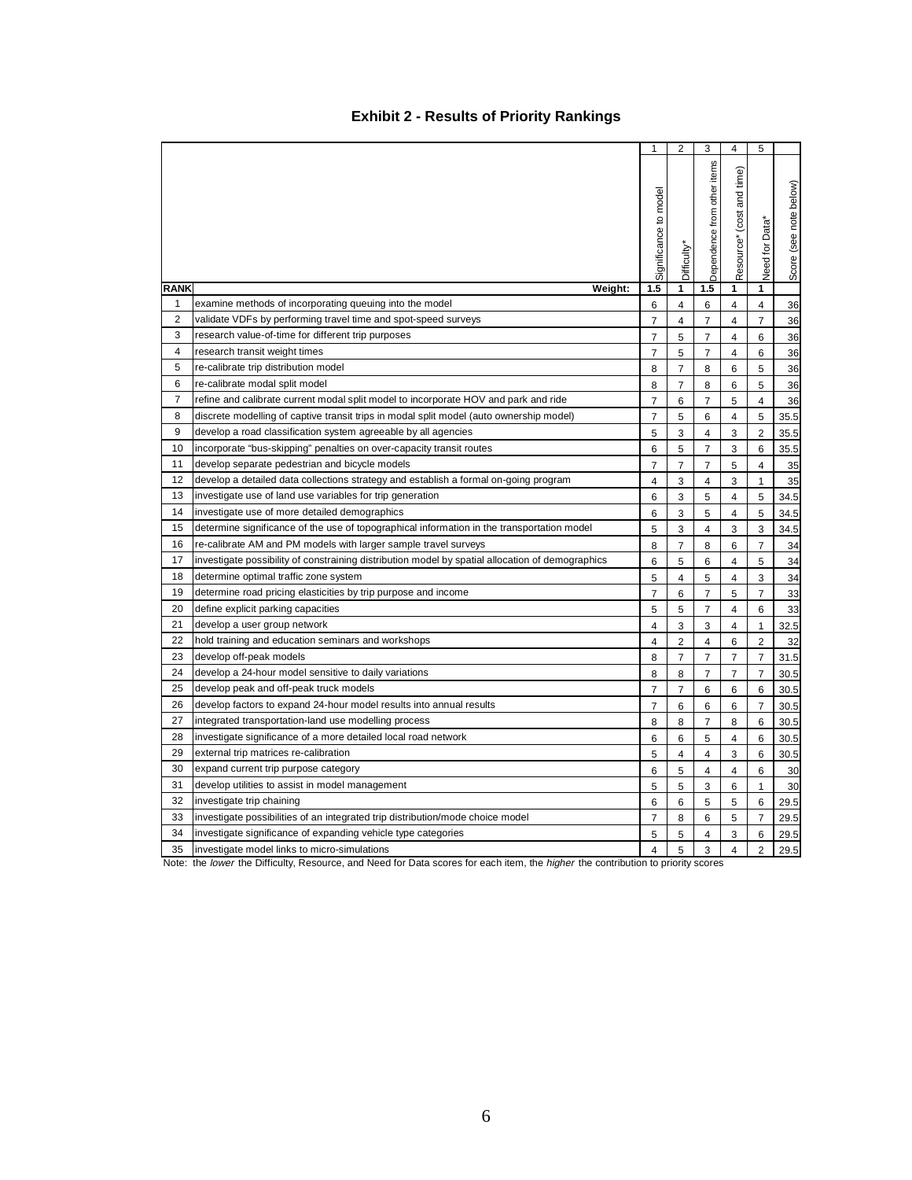## Exhibit 2 - Results of Priority Rankings

| | | 1 | 2 | 3 | 4 | 5 | |
|---|---|---|---|---|---|---|---|
| | | Significance to model | Difficulty* | Dependence from other items | Resource* (cost and time) | Need for Data* | Score (see note below) |
| **RANK** | **Weight:** | **1.5** | **1** | **1.5** | **1** | **1** | |
| 1 | examine methods of incorporating queuing into the model | 6 | 4 | 6 | 4 | 4 | 36 |
| 2 | validate VDFs by performing travel time and spot-speed surveys | 7 | 4 | 7 | 4 | 7 | 36 |
| 3 | research value-of-time for different trip purposes | 7 | 5 | 7 | 4 | 6 | 36 |
| 4 | research transit weight times | 7 | 5 | 7 | 4 | 6 | 36 |
| 5 | re-calibrate trip distribution model | 8 | 7 | 8 | 6 | 5 | 36 |
| 6 | re-calibrate modal split model | 8 | 7 | 8 | 6 | 5 | 36 |
| 7 | refine and calibrate current modal split model to incorporate HOV and park and ride | 7 | 6 | 7 | 5 | 4 | 36 |
| 8 | discrete modelling of captive transit trips in modal split model (auto ownership model) | 7 | 5 | 6 | 4 | 5 | 35.5 |
| 9 | develop a road classification system agreeable by all agencies | 5 | 3 | 4 | 3 | 2 | 35.5 |
| 10 | incorporate "bus-skipping" penalties on over-capacity transit routes | 6 | 5 | 7 | 3 | 6 | 35.5 |
| 11 | develop separate pedestrian and bicycle models | 7 | 7 | 7 | 5 | 4 | 35 |
| 12 | develop a detailed data collections strategy and establish a formal on-going program | 4 | 3 | 4 | 3 | 1 | 35 |
| 13 | investigate use of land use variables for trip generation | 6 | 3 | 5 | 4 | 5 | 34.5 |
| 14 | investigate use of more detailed demographics | 6 | 3 | 5 | 4 | 5 | 34.5 |
| 15 | determine significance of the use of topographical information in the transportation model | 5 | 3 | 4 | 3 | 3 | 34.5 |
| 16 | re-calibrate AM and PM models with larger sample travel surveys | 8 | 7 | 8 | 6 | 7 | 34 |
| 17 | investigate possibility of constraining distribution model by spatial allocation of demographics | 6 | 5 | 6 | 4 | 5 | 34 |
| 18 | determine optimal traffic zone system | 5 | 4 | 5 | 4 | 3 | 34 |
| 19 | determine road pricing elasticities by trip purpose and income | 7 | 6 | 7 | 5 | 7 | 33 |
| 20 | define explicit parking capacities | 5 | 5 | 7 | 4 | 6 | 33 |
| 21 | develop a user group network | 4 | 3 | 3 | 4 | 1 | 32.5 |
| 22 | hold training and education seminars and workshops | 4 | 2 | 4 | 6 | 2 | 32 |
| 23 | develop off-peak models | 8 | 7 | 7 | 7 | 7 | 31.5 |
| 24 | develop a 24-hour model sensitive to daily variations | 8 | 8 | 7 | 7 | 7 | 30.5 |
| 25 | develop peak and off-peak truck models | 7 | 7 | 6 | 6 | 6 | 30.5 |
| 26 | develop factors to expand 24-hour model results into annual results | 7 | 6 | 6 | 6 | 7 | 30.5 |
| 27 | integrated transportation-land use modelling process | 8 | 8 | 7 | 8 | 6 | 30.5 |
| 28 | investigate significance of a more detailed local road network | 6 | 6 | 5 | 4 | 6 | 30.5 |
| 29 | external trip matrices re-calibration | 5 | 4 | 4 | 3 | 6 | 30.5 |
| 30 | expand current trip purpose category | 6 | 5 | 4 | 4 | 6 | 30 |
| 31 | develop utilities to assist in model management | 5 | 5 | 3 | 6 | 1 | 30 |
| 32 | investigate trip chaining | 6 | 6 | 5 | 5 | 6 | 29.5 |
| 33 | investigate possibilities of an integrated trip distribution/mode choice model | 7 | 8 | 6 | 5 | 7 | 29.5 |
| 34 | investigate significance of expanding vehicle type categories | 5 | 5 | 4 | 3 | 6 | 29.5 |
| 35 | investigate model links to micro-simulations | 4 | 5 | 3 | 4 | 2 | 29.5 |

Note: the *lower* the Difficulty, Resource, and Need for Data scores for each item, the *higher* the contribution to priority scores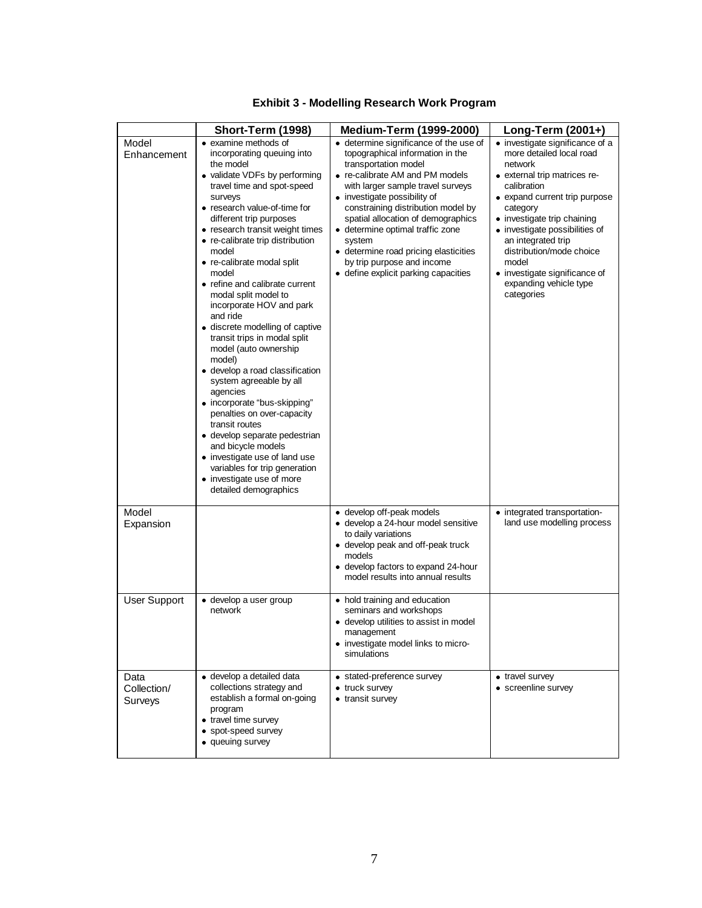**Exhibit 3 - Modelling Research Work Program**

| | Short-Term (1998) | Medium-Term (1999-2000) | Long-Term (2001+) |
|---|---|---|---|
| Model Enhancement | • examine methods of incorporating queuing into the model<br>• validate VDFs by performing travel time and spot-speed surveys<br>• research value-of-time for different trip purposes<br>• research transit weight times<br>• re-calibrate trip distribution model<br>• re-calibrate modal split model<br>• refine and calibrate current modal split model to incorporate HOV and park and ride<br>• discrete modelling of captive transit trips in modal split model (auto ownership model)<br>• develop a road classification system agreeable by all agencies<br>• incorporate "bus-skipping" penalties on over-capacity transit routes<br>• develop separate pedestrian and bicycle models<br>• investigate use of land use variables for trip generation<br>• investigate use of more detailed demographics | • determine significance of the use of topographical information in the transportation model<br>• re-calibrate AM and PM models with larger sample travel surveys<br>• investigate possibility of constraining distribution model by spatial allocation of demographics<br>• determine optimal traffic zone system<br>• determine road pricing elasticities by trip purpose and income<br>• define explicit parking capacities | • investigate significance of a more detailed local road network<br>• external trip matrices re-calibration<br>• expand current trip purpose category<br>• investigate trip chaining<br>• investigate possibilities of an integrated trip distribution/mode choice model<br>• investigate significance of expanding vehicle type categories |
| Model Expansion | | • develop off-peak models<br>• develop a 24-hour model sensitive to daily variations<br>• develop peak and off-peak truck models<br>• develop factors to expand 24-hour model results into annual results | • integrated transportation-land use modelling process |
| User Support | • develop a user group network | • hold training and education seminars and workshops<br>• develop utilities to assist in model management<br>• investigate model links to micro-simulations | |
| Data Collection/ Surveys | • develop a detailed data collections strategy and establish a formal on-going program<br>• travel time survey<br>• spot-speed survey<br>• queuing survey | • stated-preference survey<br>• truck survey<br>• transit survey | • travel survey<br>• screenline survey |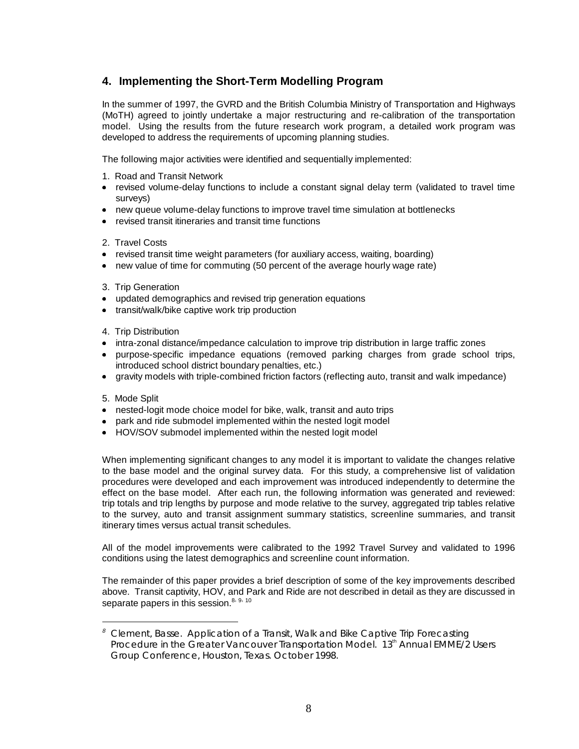## 4. Implementing the Short-Term Modelling Program

In the summer of 1997, the GVRD and the British Columbia Ministry of Transportation and Highways (MoTH) agreed to jointly undertake a major restructuring and re-calibration of the transportation model. Using the results from the future research work program, a detailed work program was developed to address the requirements of upcoming planning studies.

The following major activities were identified and sequentially implemented:

1. Road and Transit Network
- revised volume-delay functions to include a constant signal delay term (validated to travel time surveys)
- new queue volume-delay functions to improve travel time simulation at bottlenecks
- revised transit itineraries and transit time functions

2. Travel Costs
- revised transit time weight parameters (for auxiliary access, waiting, boarding)
- new value of time for commuting (50 percent of the average hourly wage rate)

3. Trip Generation
- updated demographics and revised trip generation equations
- transit/walk/bike captive work trip production

4. Trip Distribution
- intra-zonal distance/impedance calculation to improve trip distribution in large traffic zones
- purpose-specific impedance equations (removed parking charges from grade school trips, introduced school district boundary penalties, etc.)
- gravity models with triple-combined friction factors (reflecting auto, transit and walk impedance)

5. Mode Split
- nested-logit mode choice model for bike, walk, transit and auto trips
- park and ride submodel implemented within the nested logit model
- HOV/SOV submodel implemented within the nested logit model

When implementing significant changes to any model it is important to validate the changes relative to the base model and the original survey data. For this study, a comprehensive list of validation procedures were developed and each improvement was introduced independently to determine the effect on the base model. After each run, the following information was generated and reviewed: trip totals and trip lengths by purpose and mode relative to the survey, aggregated trip tables relative to the survey, auto and transit assignment summary statistics, screenline summaries, and transit itinerary times versus actual transit schedules.

All of the model improvements were calibrated to the 1992 Travel Survey and validated to 1996 conditions using the latest demographics and screenline count information.

The remainder of this paper provides a brief description of some of the key improvements described above. Transit captivity, HOV, and Park and Ride are not described in detail as they are discussed in separate papers in this session.[8, 9, 10]

---

[8] Clement, Basse. Application of a Transit, Walk and Bike Captive Trip Forecasting Procedure in the Greater Vancouver Transportation Model. 13th Annual EMME/2 Users Group Conference, Houston, Texas. October 1998.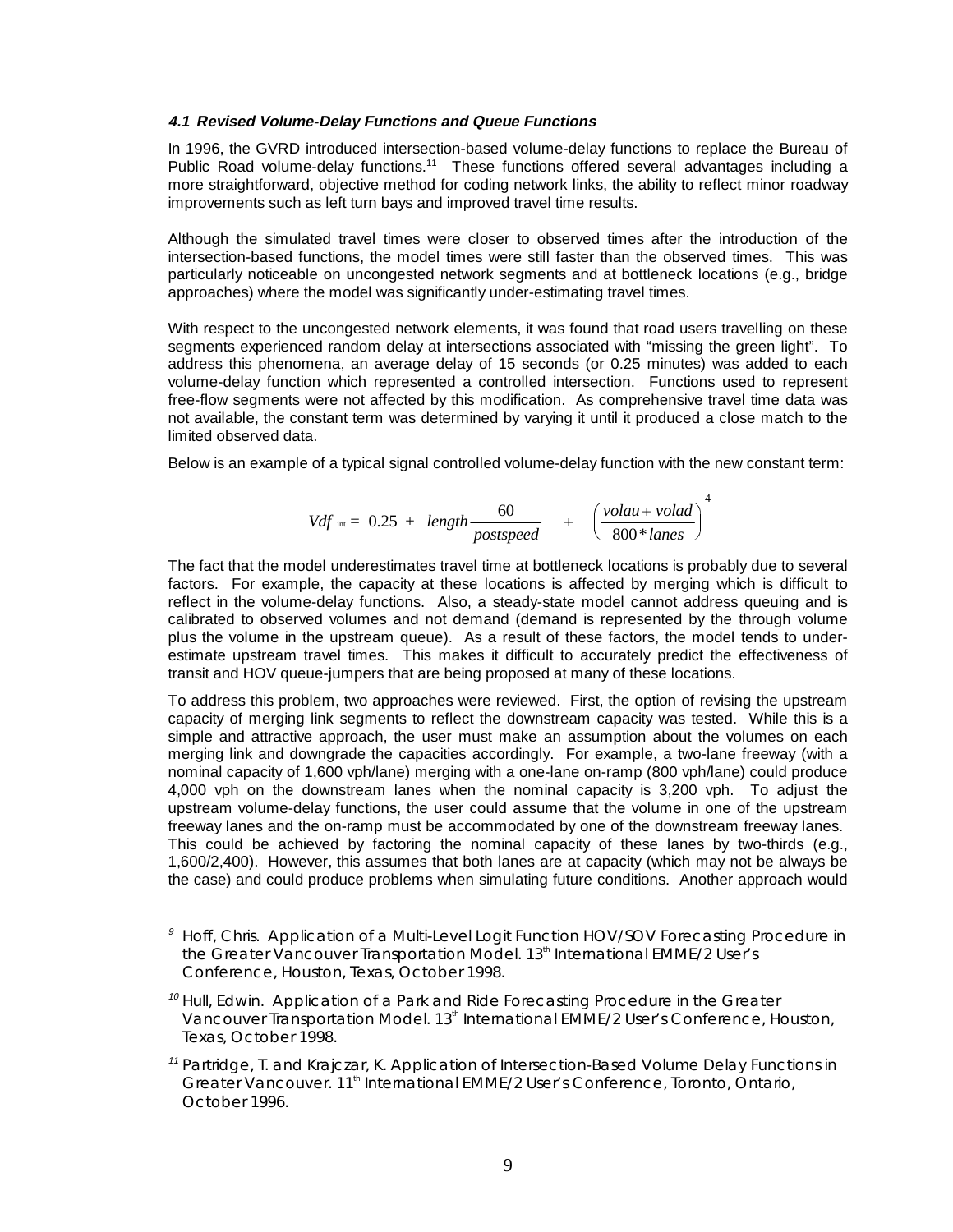### *4.1 Revised Volume-Delay Functions and Queue Functions*

In 1996, the GVRD introduced intersection-based volume-delay functions to replace the Bureau of Public Road volume-delay functions.[11] These functions offered several advantages including a more straightforward, objective method for coding network links, the ability to reflect minor roadway improvements such as left turn bays and improved travel time results.

Although the simulated travel times were closer to observed times after the introduction of the intersection-based functions, the model times were still faster than the observed times. This was particularly noticeable on uncongested network segments and at bottleneck locations (e.g., bridge approaches) where the model was significantly under-estimating travel times.

With respect to the uncongested network elements, it was found that road users travelling on these segments experienced random delay at intersections associated with "missing the green light". To address this phenomena, an average delay of 15 seconds (or 0.25 minutes) was added to each volume-delay function which represented a controlled intersection. Functions used to represent free-flow segments were not affected by this modification. As comprehensive travel time data was not available, the constant term was determined by varying it until it produced a close match to the limited observed data.

Below is an example of a typical signal controlled volume-delay function with the new constant term:

$$Vdf_{\text{int}} = 0.25 + length \frac{60}{postspeed} + \left( \frac{volau + volad}{800 * lanes} \right)^4$$

The fact that the model underestimates travel time at bottleneck locations is probably due to several factors. For example, the capacity at these locations is affected by merging which is difficult to reflect in the volume-delay functions. Also, a steady-state model cannot address queuing and is calibrated to observed volumes and not demand (demand is represented by the through volume plus the volume in the upstream queue). As a result of these factors, the model tends to under-estimate upstream travel times. This makes it difficult to accurately predict the effectiveness of transit and HOV queue-jumpers that are being proposed at many of these locations.

To address this problem, two approaches were reviewed. First, the option of revising the upstream capacity of merging link segments to reflect the downstream capacity was tested. While this is a simple and attractive approach, the user must make an assumption about the volumes on each merging link and downgrade the capacities accordingly. For example, a two-lane freeway (with a nominal capacity of 1,600 vph/lane) merging with a one-lane on-ramp (800 vph/lane) could produce 4,000 vph on the downstream lanes when the nominal capacity is 3,200 vph. To adjust the upstream volume-delay functions, the user could assume that the volume in one of the upstream freeway lanes and the on-ramp must be accommodated by one of the downstream freeway lanes. This could be achieved by factoring the nominal capacity of these lanes by two-thirds (e.g., 1,600/2,400). However, this assumes that both lanes are at capacity (which may not be always be the case) and could produce problems when simulating future conditions. Another approach would

---

[9] Hoff, Chris. Application of a Multi-Level Logit Function HOV/SOV Forecasting Procedure in the Greater Vancouver Transportation Model. 13th International EMME/2 User's Conference, Houston, Texas, October 1998.

[10] Hull, Edwin. Application of a Park and Ride Forecasting Procedure in the Greater Vancouver Transportation Model. 13th International EMME/2 User's Conference, Houston, Texas, October 1998.

[11] Partridge, T. and Krajczar, K. Application of Intersection-Based Volume Delay Functions in Greater Vancouver. 11th International EMME/2 User's Conference, Toronto, Ontario, October 1996.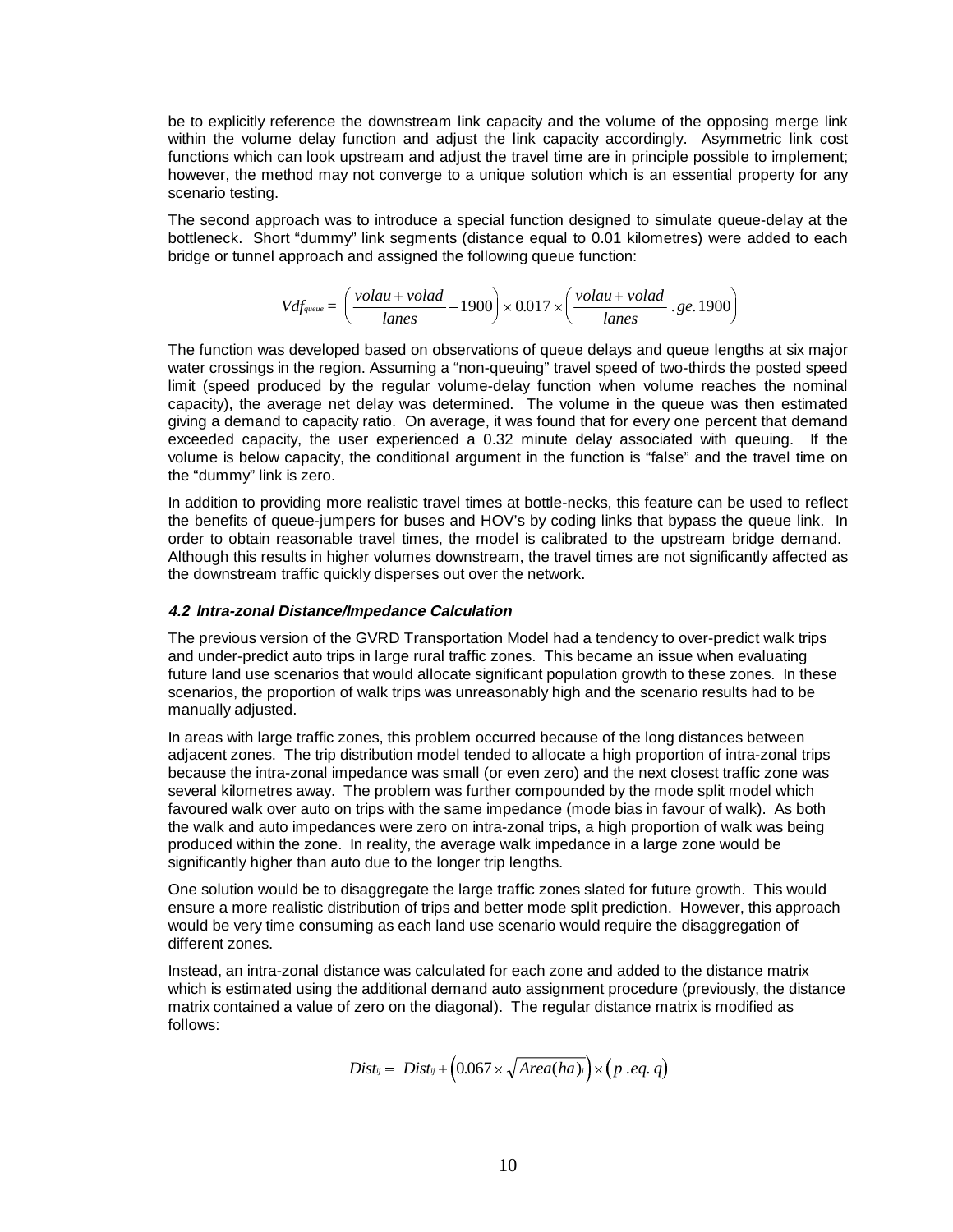be to explicitly reference the downstream link capacity and the volume of the opposing merge link within the volume delay function and adjust the link capacity accordingly. Asymmetric link cost functions which can look upstream and adjust the travel time are in principle possible to implement; however, the method may not converge to a unique solution which is an essential property for any scenario testing.

The second approach was to introduce a special function designed to simulate queue-delay at the bottleneck. Short "dummy" link segments (distance equal to 0.01 kilometres) were added to each bridge or tunnel approach and assigned the following queue function:

$$Vdf_{queue} = \left( \frac{volau + volad}{lanes} - 1900 \right) \times 0.017 \times \left( \frac{volau + volad}{lanes} \ .ge.\ 1900 \right)$$

The function was developed based on observations of queue delays and queue lengths at six major water crossings in the region. Assuming a "non-queuing" travel speed of two-thirds the posted speed limit (speed produced by the regular volume-delay function when volume reaches the nominal capacity), the average net delay was determined. The volume in the queue was then estimated giving a demand to capacity ratio. On average, it was found that for every one percent that demand exceeded capacity, the user experienced a 0.32 minute delay associated with queuing. If the volume is below capacity, the conditional argument in the function is "false" and the travel time on the "dummy" link is zero.

In addition to providing more realistic travel times at bottle-necks, this feature can be used to reflect the benefits of queue-jumpers for buses and HOV's by coding links that bypass the queue link. In order to obtain reasonable travel times, the model is calibrated to the upstream bridge demand. Although this results in higher volumes downstream, the travel times are not significantly affected as the downstream traffic quickly disperses out over the network.

### *4.2 Intra-zonal Distance/Impedance Calculation*

The previous version of the GVRD Transportation Model had a tendency to over-predict walk trips and under-predict auto trips in large rural traffic zones. This became an issue when evaluating future land use scenarios that would allocate significant population growth to these zones. In these scenarios, the proportion of walk trips was unreasonably high and the scenario results had to be manually adjusted.

In areas with large traffic zones, this problem occurred because of the long distances between adjacent zones. The trip distribution model tended to allocate a high proportion of intra-zonal trips because the intra-zonal impedance was small (or even zero) and the next closest traffic zone was several kilometres away. The problem was further compounded by the mode split model which favoured walk over auto on trips with the same impedance (mode bias in favour of walk). As both the walk and auto impedances were zero on intra-zonal trips, a high proportion of walk was being produced within the zone. In reality, the average walk impedance in a large zone would be significantly higher than auto due to the longer trip lengths.

One solution would be to disaggregate the large traffic zones slated for future growth. This would ensure a more realistic distribution of trips and better mode split prediction. However, this approach would be very time consuming as each land use scenario would require the disaggregation of different zones.

Instead, an intra-zonal distance was calculated for each zone and added to the distance matrix which is estimated using the additional demand auto assignment procedure (previously, the distance matrix contained a value of zero on the diagonal). The regular distance matrix is modified as follows:

$$Dist_{ij} = Dist_{ij} + \left( 0.067 \times \sqrt{Area(ha)_i} \right) \times \left( p\ .eq.\ q \right)$$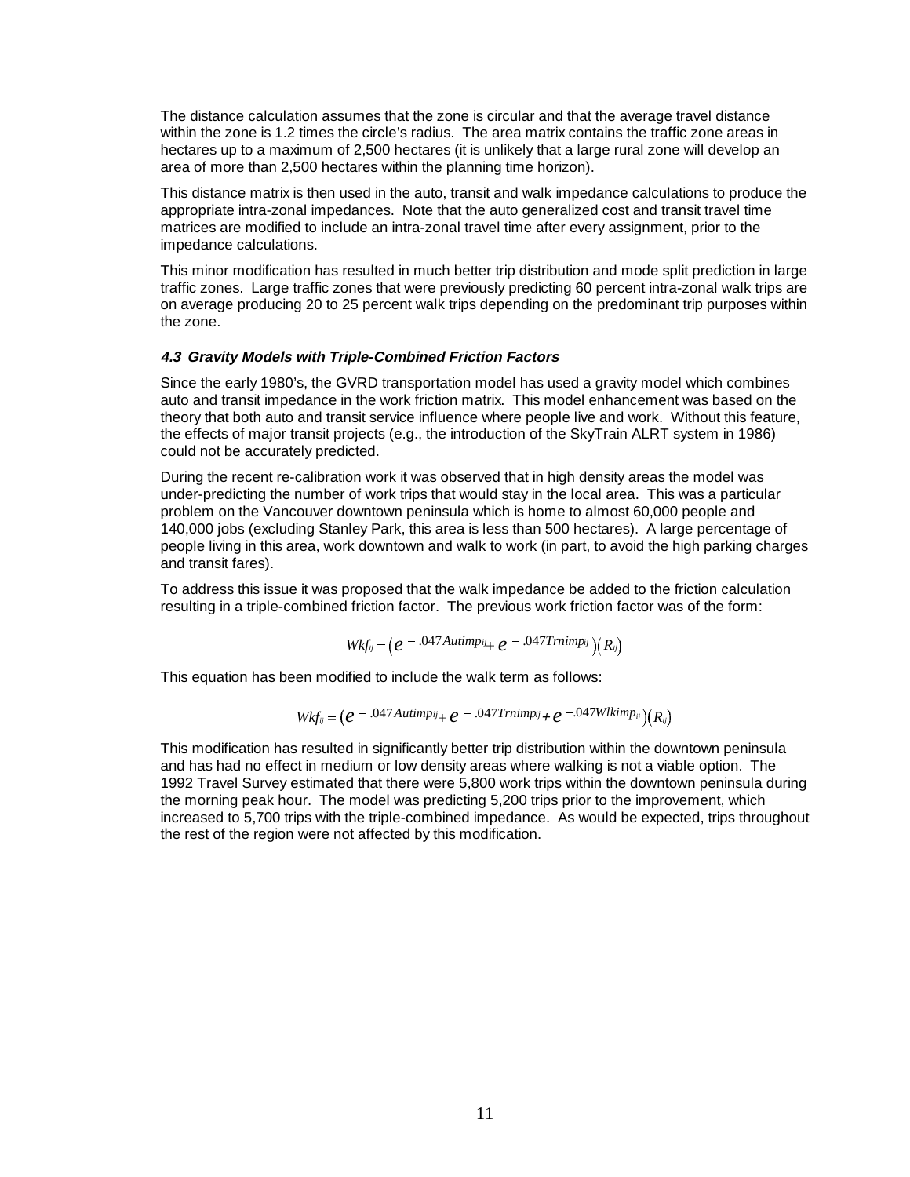The distance calculation assumes that the zone is circular and that the average travel distance within the zone is 1.2 times the circle's radius. The area matrix contains the traffic zone areas in hectares up to a maximum of 2,500 hectares (it is unlikely that a large rural zone will develop an area of more than 2,500 hectares within the planning time horizon).

This distance matrix is then used in the auto, transit and walk impedance calculations to produce the appropriate intra-zonal impedances. Note that the auto generalized cost and transit travel time matrices are modified to include an intra-zonal travel time after every assignment, prior to the impedance calculations.

This minor modification has resulted in much better trip distribution and mode split prediction in large traffic zones. Large traffic zones that were previously predicting 60 percent intra-zonal walk trips are on average producing 20 to 25 percent walk trips depending on the predominant trip purposes within the zone.

### *4.3 Gravity Models with Triple-Combined Friction Factors*

Since the early 1980's, the GVRD transportation model has used a gravity model which combines auto and transit impedance in the work friction matrix. This model enhancement was based on the theory that both auto and transit service influence where people live and work. Without this feature, the effects of major transit projects (e.g., the introduction of the SkyTrain ALRT system in 1986) could not be accurately predicted.

During the recent re-calibration work it was observed that in high density areas the model was under-predicting the number of work trips that would stay in the local area. This was a particular problem on the Vancouver downtown peninsula which is home to almost 60,000 people and 140,000 jobs (excluding Stanley Park, this area is less than 500 hectares). A large percentage of people living in this area, work downtown and walk to work (in part, to avoid the high parking charges and transit fares).

To address this issue it was proposed that the walk impedance be added to the friction calculation resulting in a triple-combined friction factor. The previous work friction factor was of the form:

$$Wkf_{ij} = \left(e^{-.047Autimp_{ij}} + e^{-.047Trnimp_{ij}}\right)\left(R_{ij}\right)$$

This equation has been modified to include the walk term as follows:

$$Wkf_{ij} = \left(e^{-.047Autimp_{ij}} + e^{-.047Trnimp_{ij}} + e^{-.047Wlkimp_{ij}}\right)\left(R_{ij}\right)$$

This modification has resulted in significantly better trip distribution within the downtown peninsula and has had no effect in medium or low density areas where walking is not a viable option. The 1992 Travel Survey estimated that there were 5,800 work trips within the downtown peninsula during the morning peak hour. The model was predicting 5,200 trips prior to the improvement, which increased to 5,700 trips with the triple-combined impedance. As would be expected, trips throughout the rest of the region were not affected by this modification.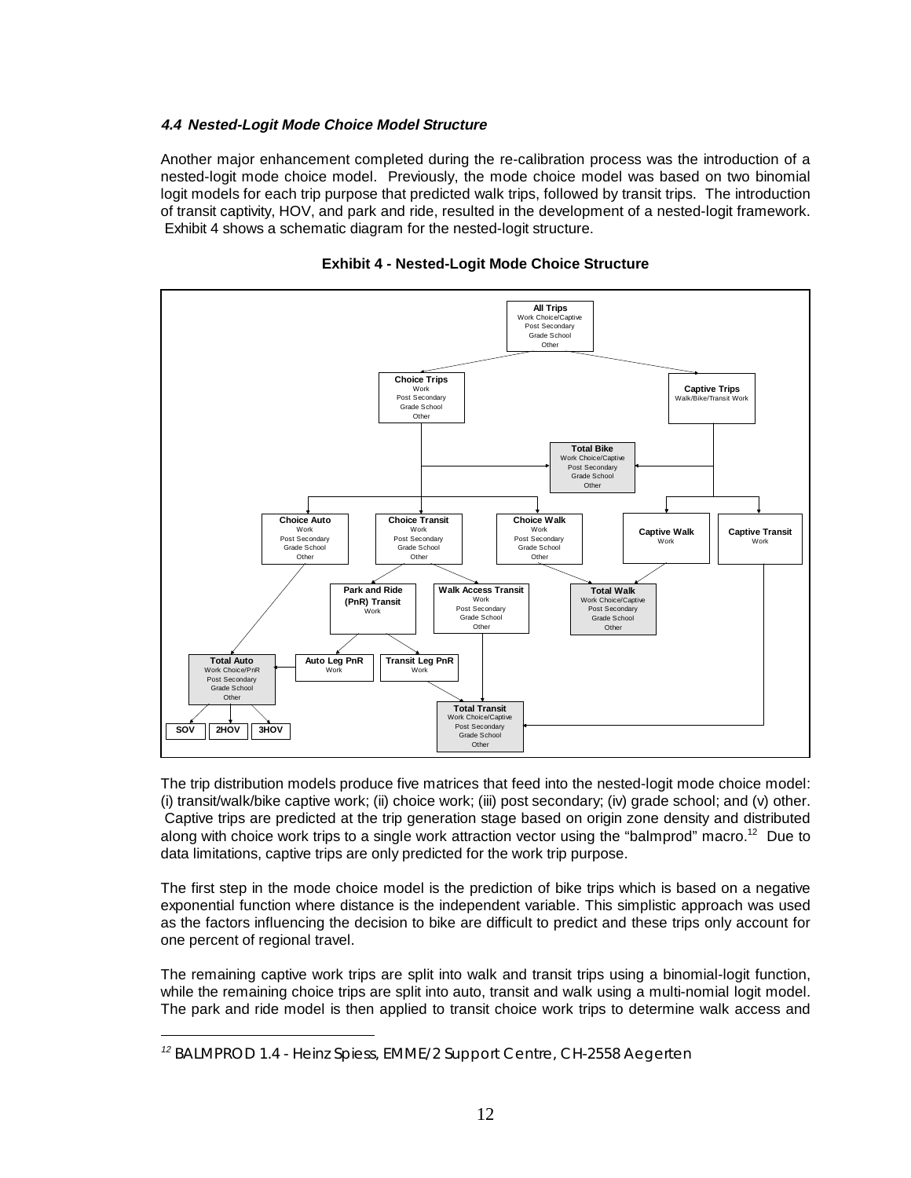#### *4.4 Nested-Logit Mode Choice Model Structure*

Another major enhancement completed during the re-calibration process was the introduction of a nested-logit mode choice model. Previously, the mode choice model was based on two binomial logit models for each trip purpose that predicted walk trips, followed by transit trips. The introduction of transit captivity, HOV, and park and ride, resulted in the development of a nested-logit framework. Exhibit 4 shows a schematic diagram for the nested-logit structure.

**Exhibit 4 - Nested-Logit Mode Choice Structure**

The trip distribution models produce five matrices that feed into the nested-logit mode choice model: (i) transit/walk/bike captive work; (ii) choice work; (iii) post secondary; (iv) grade school; and (v) other. Captive trips are predicted at the trip generation stage based on origin zone density and distributed along with choice work trips to a single work attraction vector using the "balmprod" macro.[12] Due to data limitations, captive trips are only predicted for the work trip purpose.

The first step in the mode choice model is the prediction of bike trips which is based on a negative exponential function where distance is the independent variable. This simplistic approach was used as the factors influencing the decision to bike are difficult to predict and these trips only account for one percent of regional travel.

The remaining captive work trips are split into walk and transit trips using a binomial-logit function, while the remaining choice trips are split into auto, transit and walk using a multi-nomial logit model. The park and ride model is then applied to transit choice work trips to determine walk access and

[12] BALMPROD 1.4 - Heinz Spiess, EMME/2 Support Centre, CH-2558 Aegerten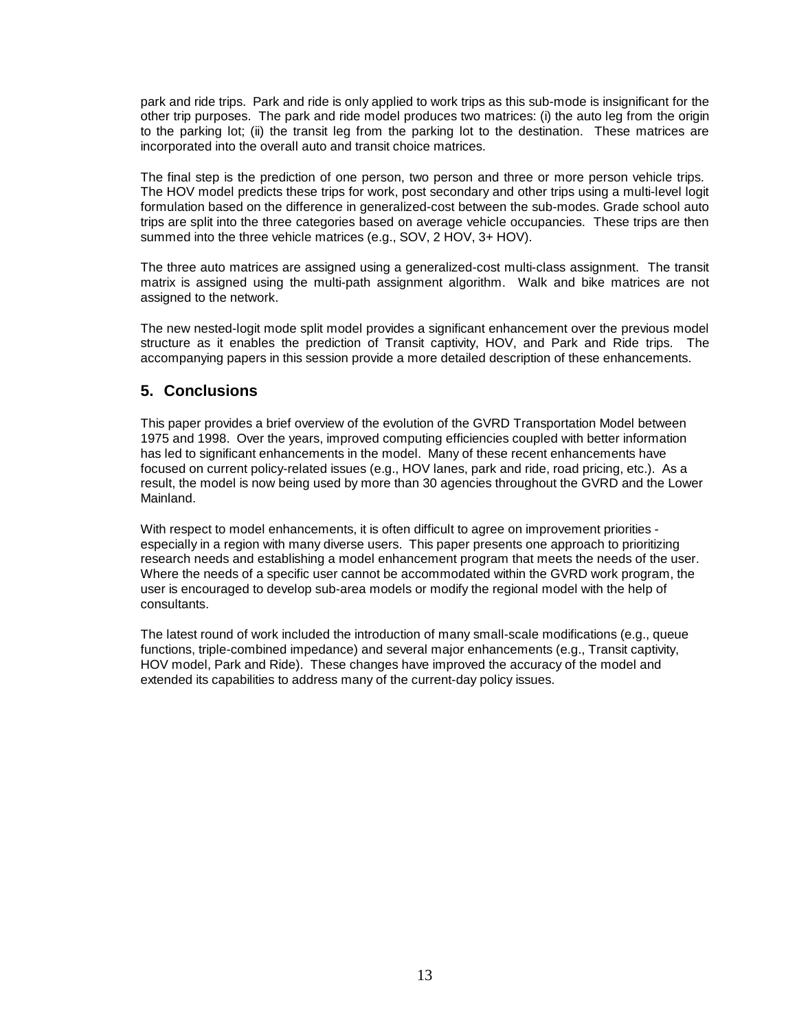park and ride trips. Park and ride is only applied to work trips as this sub-mode is insignificant for the other trip purposes. The park and ride model produces two matrices: (i) the auto leg from the origin to the parking lot; (ii) the transit leg from the parking lot to the destination. These matrices are incorporated into the overall auto and transit choice matrices.

The final step is the prediction of one person, two person and three or more person vehicle trips. The HOV model predicts these trips for work, post secondary and other trips using a multi-level logit formulation based on the difference in generalized-cost between the sub-modes. Grade school auto trips are split into the three categories based on average vehicle occupancies. These trips are then summed into the three vehicle matrices (e.g., SOV, 2 HOV, 3+ HOV).

The three auto matrices are assigned using a generalized-cost multi-class assignment. The transit matrix is assigned using the multi-path assignment algorithm. Walk and bike matrices are not assigned to the network.

The new nested-logit mode split model provides a significant enhancement over the previous model structure as it enables the prediction of Transit captivity, HOV, and Park and Ride trips. The accompanying papers in this session provide a more detailed description of these enhancements.

## 5. Conclusions

This paper provides a brief overview of the evolution of the GVRD Transportation Model between 1975 and 1998. Over the years, improved computing efficiencies coupled with better information has led to significant enhancements in the model. Many of these recent enhancements have focused on current policy-related issues (e.g., HOV lanes, park and ride, road pricing, etc.). As a result, the model is now being used by more than 30 agencies throughout the GVRD and the Lower Mainland.

With respect to model enhancements, it is often difficult to agree on improvement priorities - especially in a region with many diverse users. This paper presents one approach to prioritizing research needs and establishing a model enhancement program that meets the needs of the user. Where the needs of a specific user cannot be accommodated within the GVRD work program, the user is encouraged to develop sub-area models or modify the regional model with the help of consultants.

The latest round of work included the introduction of many small-scale modifications (e.g., queue functions, triple-combined impedance) and several major enhancements (e.g., Transit captivity, HOV model, Park and Ride). These changes have improved the accuracy of the model and extended its capabilities to address many of the current-day policy issues.